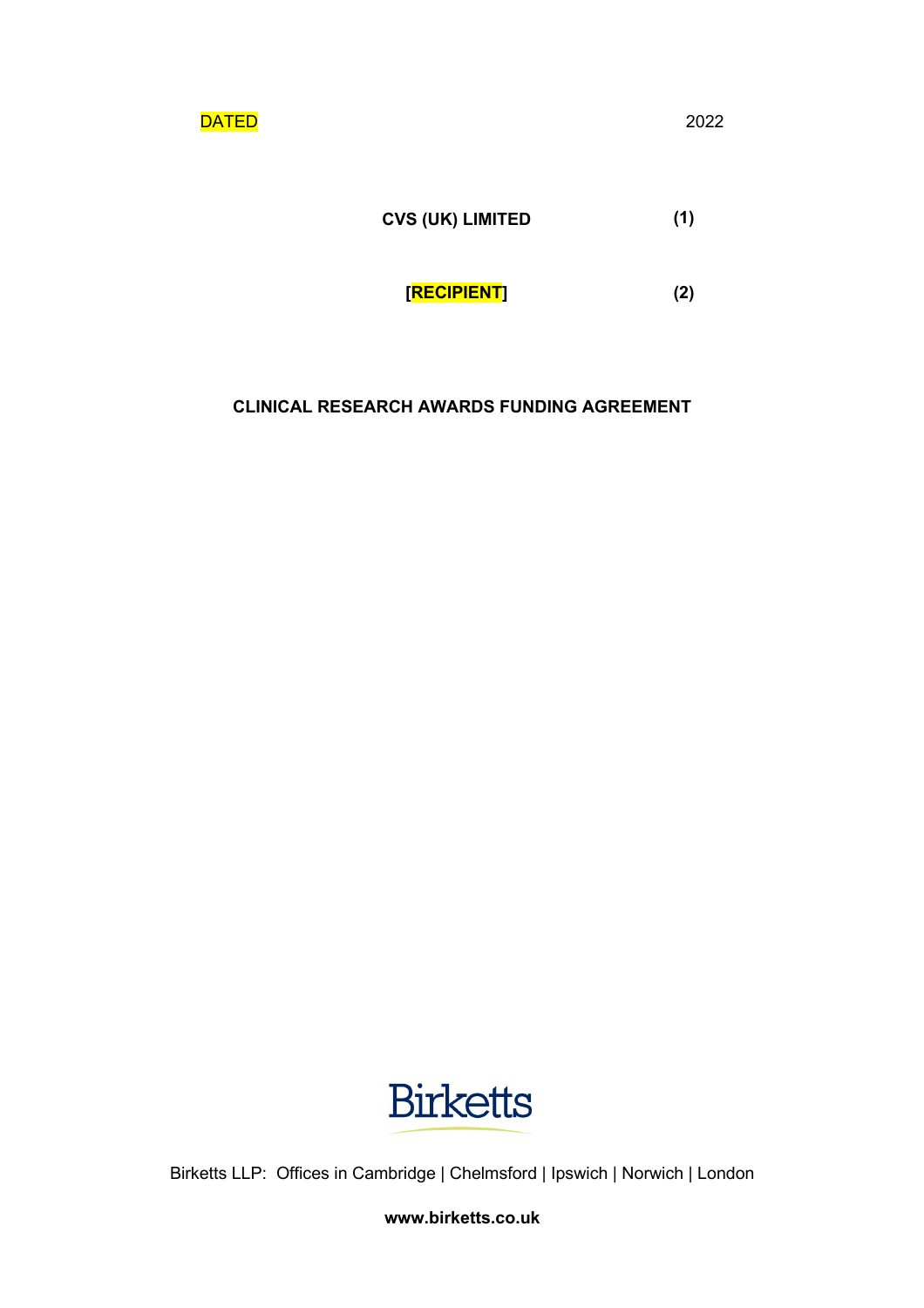DATED 2022

**CVS (UK) LIMITED (1)**

**[RECIPIENT] (2)**

**CLINICAL RESEARCH AWARDS FUNDING AGREEMENT**

Birketts

Birketts LLP: Offices in Cambridge | Chelmsford | Ipswich | Norwich | London

**www.birketts.co.uk**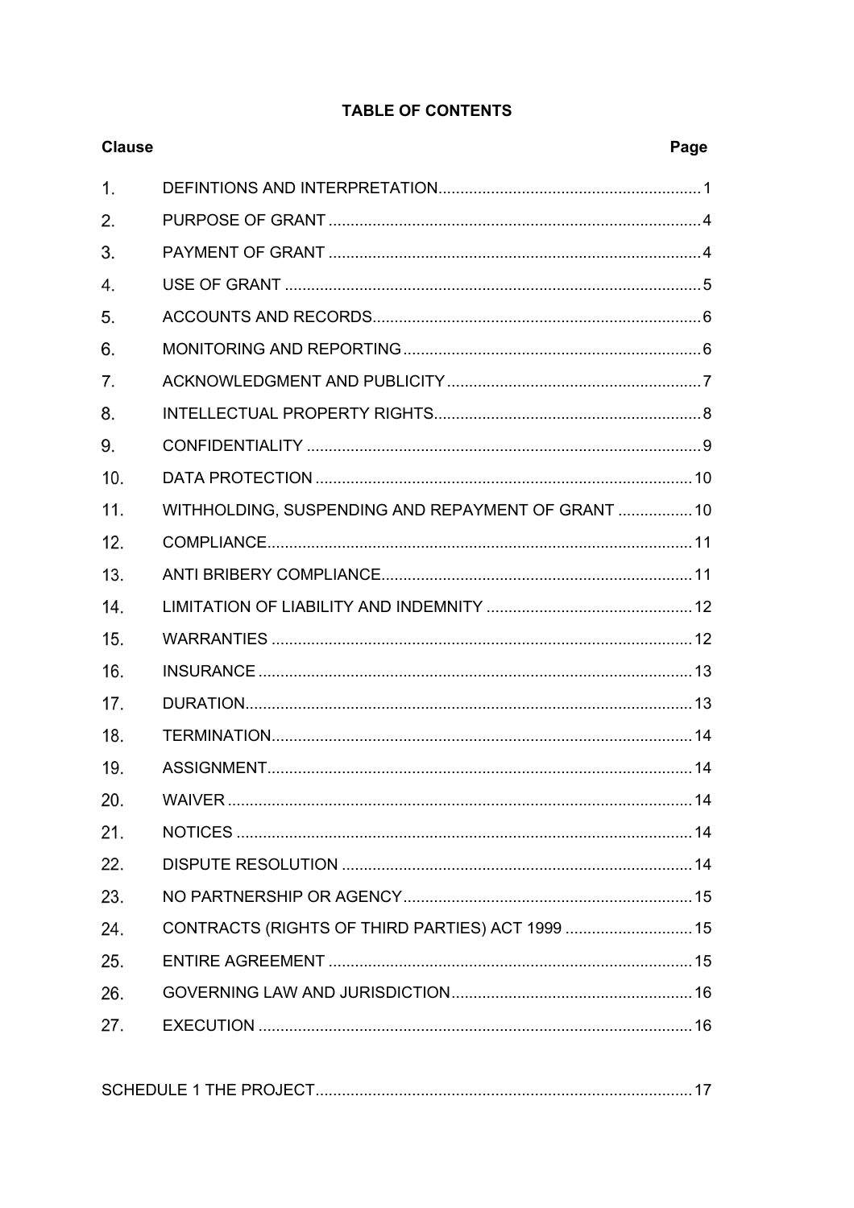# TABLE OF CONTENTS

| Clause | | Page |
|---|---|---|
| 1. | DEFINTIONS AND INTERPRETATION | 1 |
| 2. | PURPOSE OF GRANT | 4 |
| 3. | PAYMENT OF GRANT | 4 |
| 4. | USE OF GRANT | 5 |
| 5. | ACCOUNTS AND RECORDS | 6 |
| 6. | MONITORING AND REPORTING | 6 |
| 7. | ACKNOWLEDGMENT AND PUBLICITY | 7 |
| 8. | INTELLECTUAL PROPERTY RIGHTS | 8 |
| 9. | CONFIDENTIALITY | 9 |
| 10. | DATA PROTECTION | 10 |
| 11. | WITHHOLDING, SUSPENDING AND REPAYMENT OF GRANT | 10 |
| 12. | COMPLIANCE | 11 |
| 13. | ANTI BRIBERY COMPLIANCE | 11 |
| 14. | LIMITATION OF LIABILITY AND INDEMNITY | 12 |
| 15. | WARRANTIES | 12 |
| 16. | INSURANCE | 13 |
| 17. | DURATION | 13 |
| 18. | TERMINATION | 14 |
| 19. | ASSIGNMENT | 14 |
| 20. | WAIVER | 14 |
| 21. | NOTICES | 14 |
| 22. | DISPUTE RESOLUTION | 14 |
| 23. | NO PARTNERSHIP OR AGENCY | 15 |
| 24. | CONTRACTS (RIGHTS OF THIRD PARTIES) ACT 1999 | 15 |
| 25. | ENTIRE AGREEMENT | 15 |
| 26. | GOVERNING LAW AND JURISDICTION | 16 |
| 27. | EXECUTION | 16 |

SCHEDULE 1 THE PROJECT ..... 17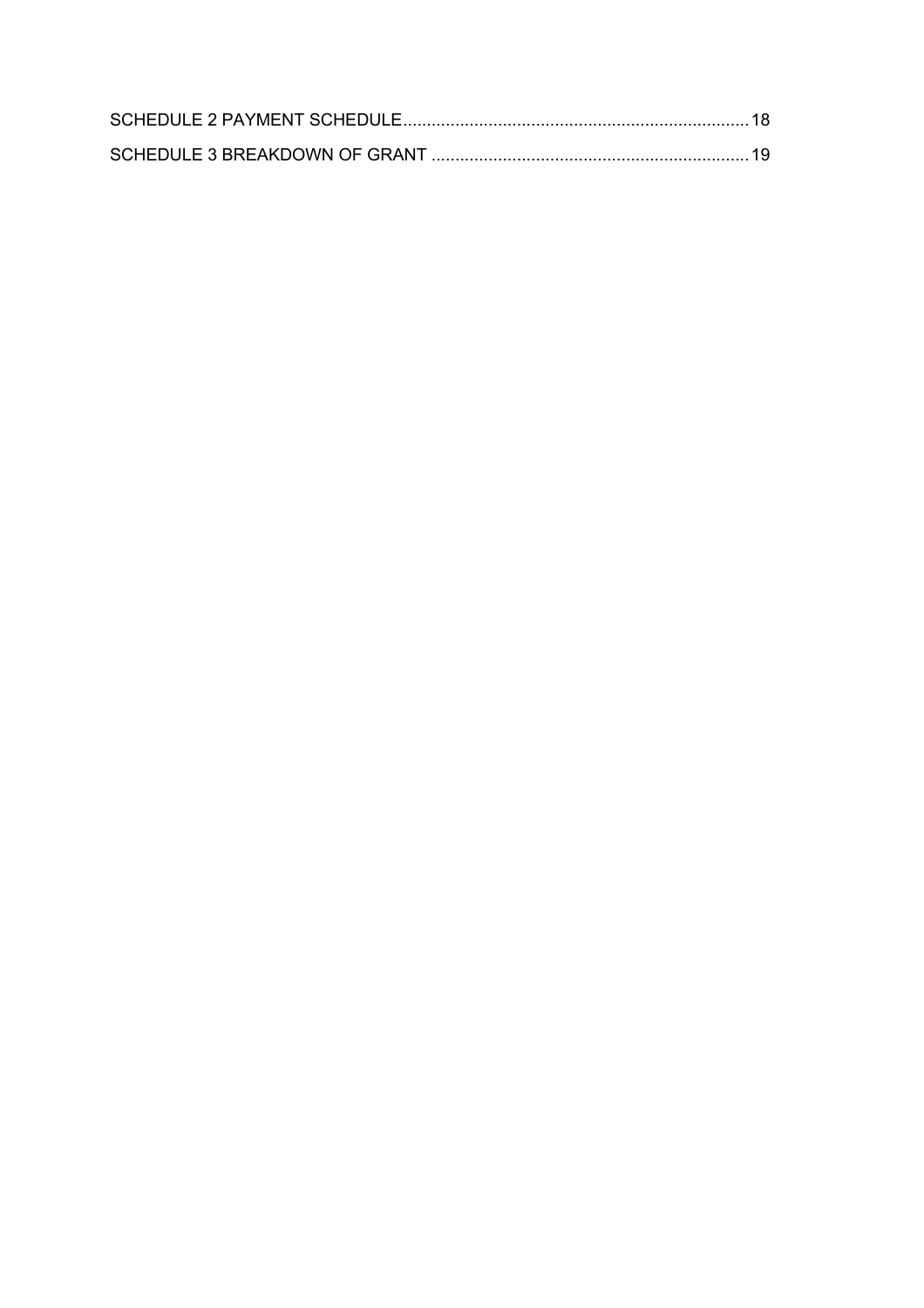SCHEDULE 2 PAYMENT SCHEDULE........................................................................ 18

SCHEDULE 3 BREAKDOWN OF GRANT .................................................................. 19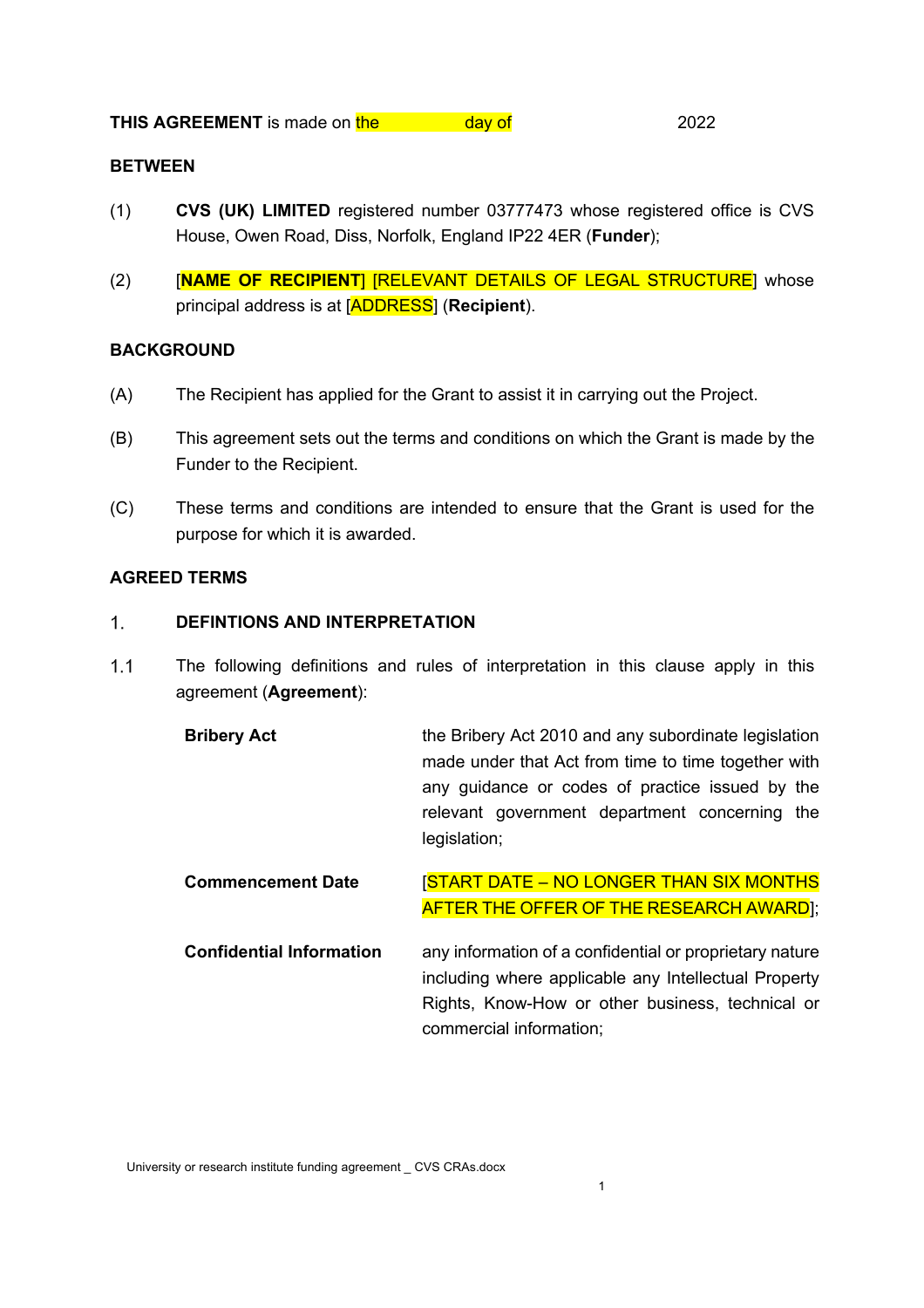**THIS AGREEMENT** is made on the              day of                    2022

**BETWEEN**

(1) **CVS (UK) LIMITED** registered number 03777473 whose registered office is CVS House, Owen Road, Diss, Norfolk, England IP22 4ER (**Funder**);

(2) [**NAME OF RECIPIENT**] [RELEVANT DETAILS OF LEGAL STRUCTURE] whose principal address is at [ADDRESS] (**Recipient**).

**BACKGROUND**

(A) The Recipient has applied for the Grant to assist it in carrying out the Project.

(B) This agreement sets out the terms and conditions on which the Grant is made by the Funder to the Recipient.

(C) These terms and conditions are intended to ensure that the Grant is used for the purpose for which it is awarded.

**AGREED TERMS**

## 1. DEFINTIONS AND INTERPRETATION

1.1 The following definitions and rules of interpretation in this clause apply in this agreement (**Agreement**):

**Bribery Act** the Bribery Act 2010 and any subordinate legislation made under that Act from time to time together with any guidance or codes of practice issued by the relevant government department concerning the legislation;

**Commencement Date** [START DATE – NO LONGER THAN SIX MONTHS AFTER THE OFFER OF THE RESEARCH AWARD];

**Confidential Information** any information of a confidential or proprietary nature including where applicable any Intellectual Property Rights, Know-How or other business, technical or commercial information;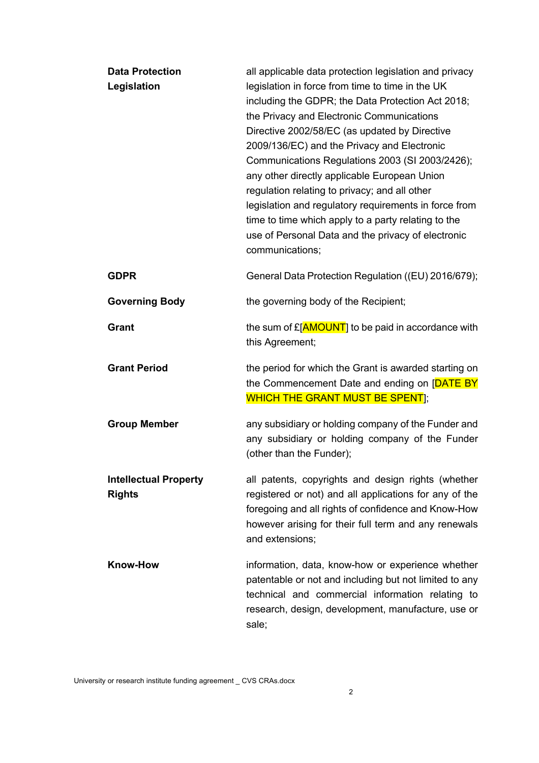| | |
|---|---|
| **Data Protection Legislation** | all applicable data protection legislation and privacy legislation in force from time to time in the UK including the GDPR; the Data Protection Act 2018; the Privacy and Electronic Communications Directive 2002/58/EC (as updated by Directive 2009/136/EC) and the Privacy and Electronic Communications Regulations 2003 (SI 2003/2426); any other directly applicable European Union regulation relating to privacy; and all other legislation and regulatory requirements in force from time to time which apply to a party relating to the use of Personal Data and the privacy of electronic communications; |
| **GDPR** | General Data Protection Regulation ((EU) 2016/679); |
| **Governing Body** | the governing body of the Recipient; |
| **Grant** | the sum of £[AMOUNT] to be paid in accordance with this Agreement; |
| **Grant Period** | the period for which the Grant is awarded starting on the Commencement Date and ending on [DATE BY WHICH THE GRANT MUST BE SPENT]; |
| **Group Member** | any subsidiary or holding company of the Funder and any subsidiary or holding company of the Funder (other than the Funder); |
| **Intellectual Property Rights** | all patents, copyrights and design rights (whether registered or not) and all applications for any of the foregoing and all rights of confidence and Know-How however arising for their full term and any renewals and extensions; |
| **Know-How** | information, data, know-how or experience whether patentable or not and including but not limited to any technical and commercial information relating to research, design, development, manufacture, use or sale; |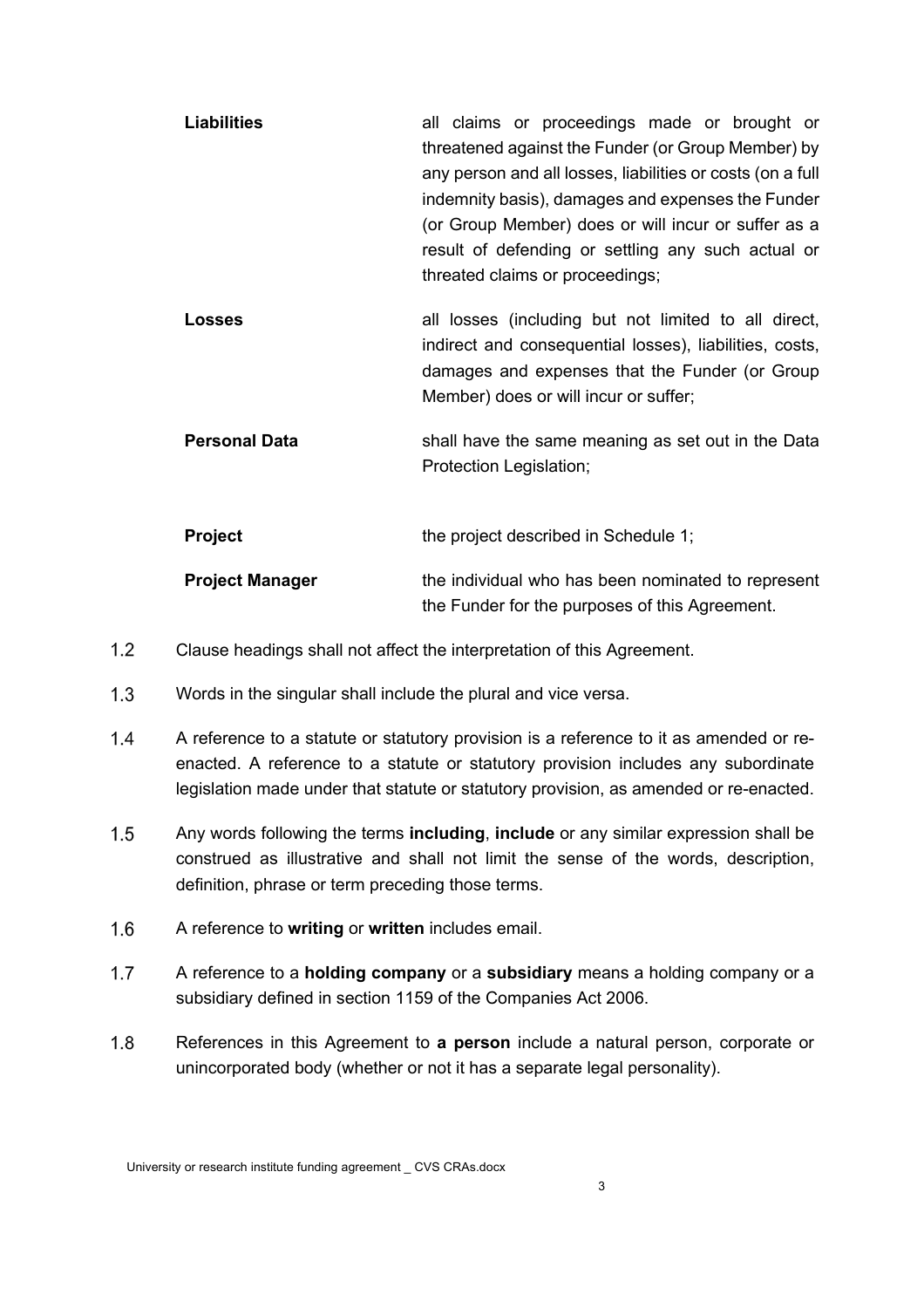| | |
|---|---|
| **Liabilities** | all claims or proceedings made or brought or threatened against the Funder (or Group Member) by any person and all losses, liabilities or costs (on a full indemnity basis), damages and expenses the Funder (or Group Member) does or will incur or suffer as a result of defending or settling any such actual or threated claims or proceedings; |
| **Losses** | all losses (including but not limited to all direct, indirect and consequential losses), liabilities, costs, damages and expenses that the Funder (or Group Member) does or will incur or suffer; |
| **Personal Data** | shall have the same meaning as set out in the Data Protection Legislation; |
| **Project** | the project described in Schedule 1; |
| **Project Manager** | the individual who has been nominated to represent the Funder for the purposes of this Agreement. |

1.2 Clause headings shall not affect the interpretation of this Agreement.

1.3 Words in the singular shall include the plural and vice versa.

1.4 A reference to a statute or statutory provision is a reference to it as amended or re-enacted. A reference to a statute or statutory provision includes any subordinate legislation made under that statute or statutory provision, as amended or re-enacted.

1.5 Any words following the terms **including**, **include** or any similar expression shall be construed as illustrative and shall not limit the sense of the words, description, definition, phrase or term preceding those terms.

1.6 A reference to **writing** or **written** includes email.

1.7 A reference to a **holding company** or a **subsidiary** means a holding company or a subsidiary defined in section 1159 of the Companies Act 2006.

1.8 References in this Agreement to **a person** include a natural person, corporate or unincorporated body (whether or not it has a separate legal personality).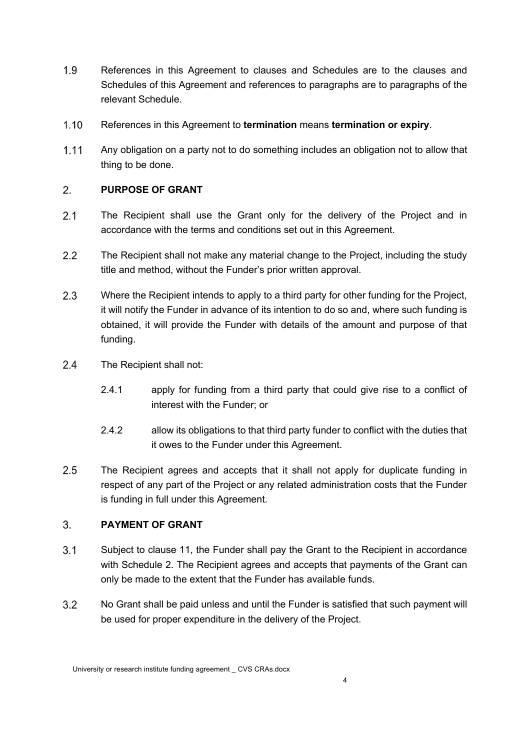1.9 References in this Agreement to clauses and Schedules are to the clauses and Schedules of this Agreement and references to paragraphs are to paragraphs of the relevant Schedule.

1.10 References in this Agreement to **termination** means **termination or expiry**.

1.11 Any obligation on a party not to do something includes an obligation not to allow that thing to be done.

## 2. PURPOSE OF GRANT

2.1 The Recipient shall use the Grant only for the delivery of the Project and in accordance with the terms and conditions set out in this Agreement.

2.2 The Recipient shall not make any material change to the Project, including the study title and method, without the Funder's prior written approval.

2.3 Where the Recipient intends to apply to a third party for other funding for the Project, it will notify the Funder in advance of its intention to do so and, where such funding is obtained, it will provide the Funder with details of the amount and purpose of that funding.

2.4 The Recipient shall not:

2.4.1 apply for funding from a third party that could give rise to a conflict of interest with the Funder; or

2.4.2 allow its obligations to that third party funder to conflict with the duties that it owes to the Funder under this Agreement.

2.5 The Recipient agrees and accepts that it shall not apply for duplicate funding in respect of any part of the Project or any related administration costs that the Funder is funding in full under this Agreement.

## 3. PAYMENT OF GRANT

3.1 Subject to clause 11, the Funder shall pay the Grant to the Recipient in accordance with Schedule 2. The Recipient agrees and accepts that payments of the Grant can only be made to the extent that the Funder has available funds.

3.2 No Grant shall be paid unless and until the Funder is satisfied that such payment will be used for proper expenditure in the delivery of the Project.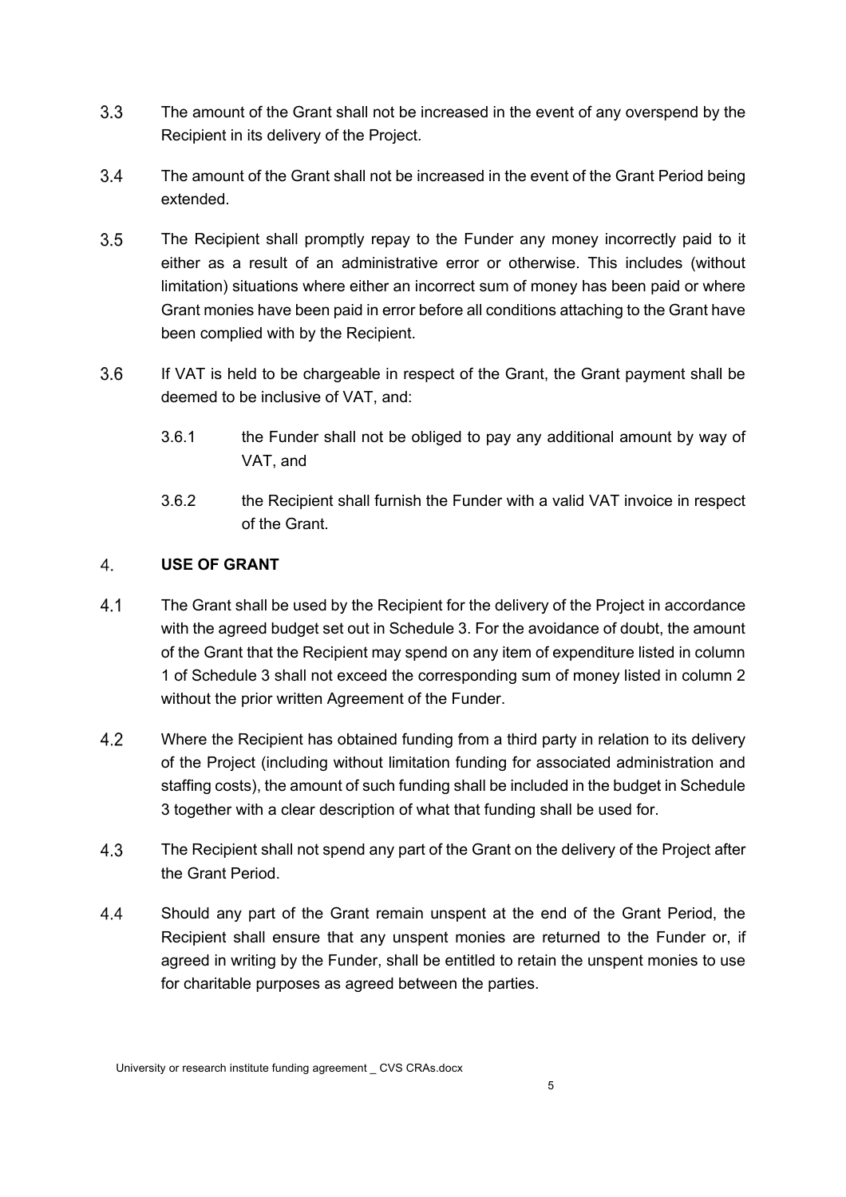3.3 The amount of the Grant shall not be increased in the event of any overspend by the Recipient in its delivery of the Project.

3.4 The amount of the Grant shall not be increased in the event of the Grant Period being extended.

3.5 The Recipient shall promptly repay to the Funder any money incorrectly paid to it either as a result of an administrative error or otherwise. This includes (without limitation) situations where either an incorrect sum of money has been paid or where Grant monies have been paid in error before all conditions attaching to the Grant have been complied with by the Recipient.

3.6 If VAT is held to be chargeable in respect of the Grant, the Grant payment shall be deemed to be inclusive of VAT, and:

3.6.1 the Funder shall not be obliged to pay any additional amount by way of VAT, and

3.6.2 the Recipient shall furnish the Funder with a valid VAT invoice in respect of the Grant.

## 4. USE OF GRANT

4.1 The Grant shall be used by the Recipient for the delivery of the Project in accordance with the agreed budget set out in Schedule 3. For the avoidance of doubt, the amount of the Grant that the Recipient may spend on any item of expenditure listed in column 1 of Schedule 3 shall not exceed the corresponding sum of money listed in column 2 without the prior written Agreement of the Funder.

4.2 Where the Recipient has obtained funding from a third party in relation to its delivery of the Project (including without limitation funding for associated administration and staffing costs), the amount of such funding shall be included in the budget in Schedule 3 together with a clear description of what that funding shall be used for.

4.3 The Recipient shall not spend any part of the Grant on the delivery of the Project after the Grant Period.

4.4 Should any part of the Grant remain unspent at the end of the Grant Period, the Recipient shall ensure that any unspent monies are returned to the Funder or, if agreed in writing by the Funder, shall be entitled to retain the unspent monies to use for charitable purposes as agreed between the parties.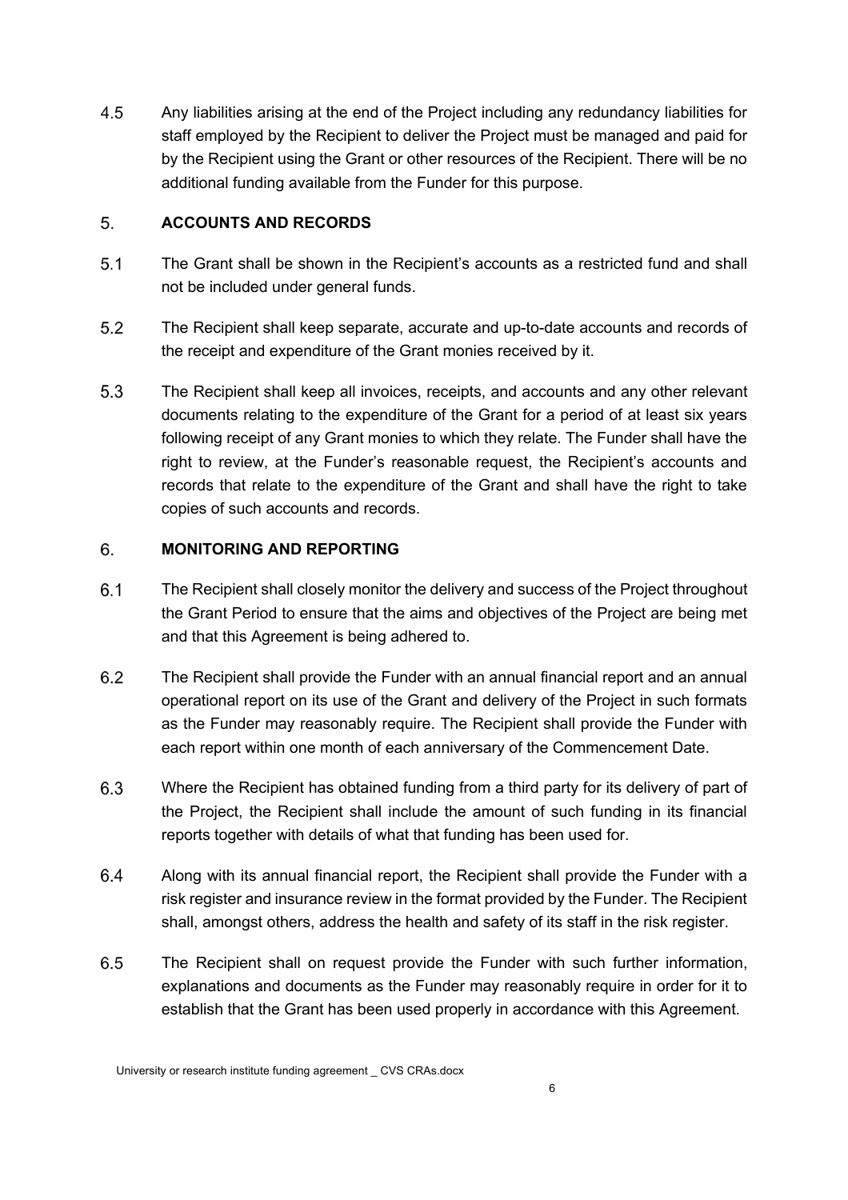4.5 Any liabilities arising at the end of the Project including any redundancy liabilities for staff employed by the Recipient to deliver the Project must be managed and paid for by the Recipient using the Grant or other resources of the Recipient. There will be no additional funding available from the Funder for this purpose.

## 5. ACCOUNTS AND RECORDS

5.1 The Grant shall be shown in the Recipient's accounts as a restricted fund and shall not be included under general funds.

5.2 The Recipient shall keep separate, accurate and up-to-date accounts and records of the receipt and expenditure of the Grant monies received by it.

5.3 The Recipient shall keep all invoices, receipts, and accounts and any other relevant documents relating to the expenditure of the Grant for a period of at least six years following receipt of any Grant monies to which they relate. The Funder shall have the right to review, at the Funder's reasonable request, the Recipient's accounts and records that relate to the expenditure of the Grant and shall have the right to take copies of such accounts and records.

## 6. MONITORING AND REPORTING

6.1 The Recipient shall closely monitor the delivery and success of the Project throughout the Grant Period to ensure that the aims and objectives of the Project are being met and that this Agreement is being adhered to.

6.2 The Recipient shall provide the Funder with an annual financial report and an annual operational report on its use of the Grant and delivery of the Project in such formats as the Funder may reasonably require. The Recipient shall provide the Funder with each report within one month of each anniversary of the Commencement Date.

6.3 Where the Recipient has obtained funding from a third party for its delivery of part of the Project, the Recipient shall include the amount of such funding in its financial reports together with details of what that funding has been used for.

6.4 Along with its annual financial report, the Recipient shall provide the Funder with a risk register and insurance review in the format provided by the Funder. The Recipient shall, amongst others, address the health and safety of its staff in the risk register.

6.5 The Recipient shall on request provide the Funder with such further information, explanations and documents as the Funder may reasonably require in order for it to establish that the Grant has been used properly in accordance with this Agreement.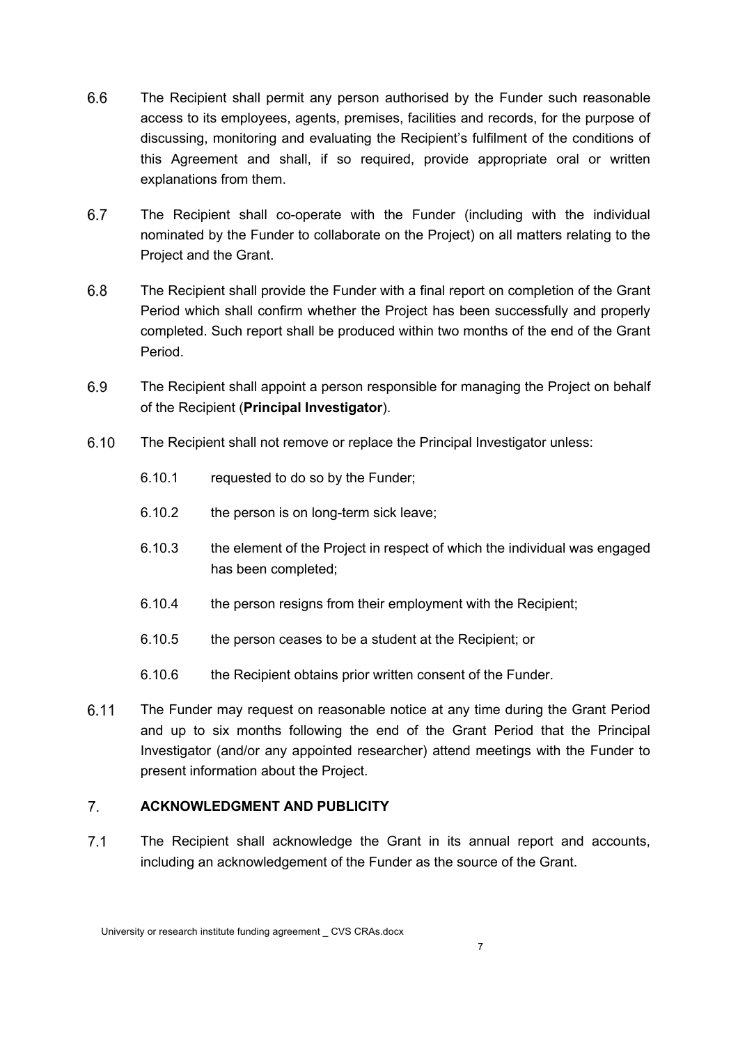6.6 The Recipient shall permit any person authorised by the Funder such reasonable access to its employees, agents, premises, facilities and records, for the purpose of discussing, monitoring and evaluating the Recipient's fulfilment of the conditions of this Agreement and shall, if so required, provide appropriate oral or written explanations from them.

6.7 The Recipient shall co-operate with the Funder (including with the individual nominated by the Funder to collaborate on the Project) on all matters relating to the Project and the Grant.

6.8 The Recipient shall provide the Funder with a final report on completion of the Grant Period which shall confirm whether the Project has been successfully and properly completed. Such report shall be produced within two months of the end of the Grant Period.

6.9 The Recipient shall appoint a person responsible for managing the Project on behalf of the Recipient (**Principal Investigator**).

6.10 The Recipient shall not remove or replace the Principal Investigator unless:

6.10.1 requested to do so by the Funder;

6.10.2 the person is on long-term sick leave;

6.10.3 the element of the Project in respect of which the individual was engaged has been completed;

6.10.4 the person resigns from their employment with the Recipient;

6.10.5 the person ceases to be a student at the Recipient; or

6.10.6 the Recipient obtains prior written consent of the Funder.

6.11 The Funder may request on reasonable notice at any time during the Grant Period and up to six months following the end of the Grant Period that the Principal Investigator (and/or any appointed researcher) attend meetings with the Funder to present information about the Project.

## 7. ACKNOWLEDGMENT AND PUBLICITY

7.1 The Recipient shall acknowledge the Grant in its annual report and accounts, including an acknowledgement of the Funder as the source of the Grant.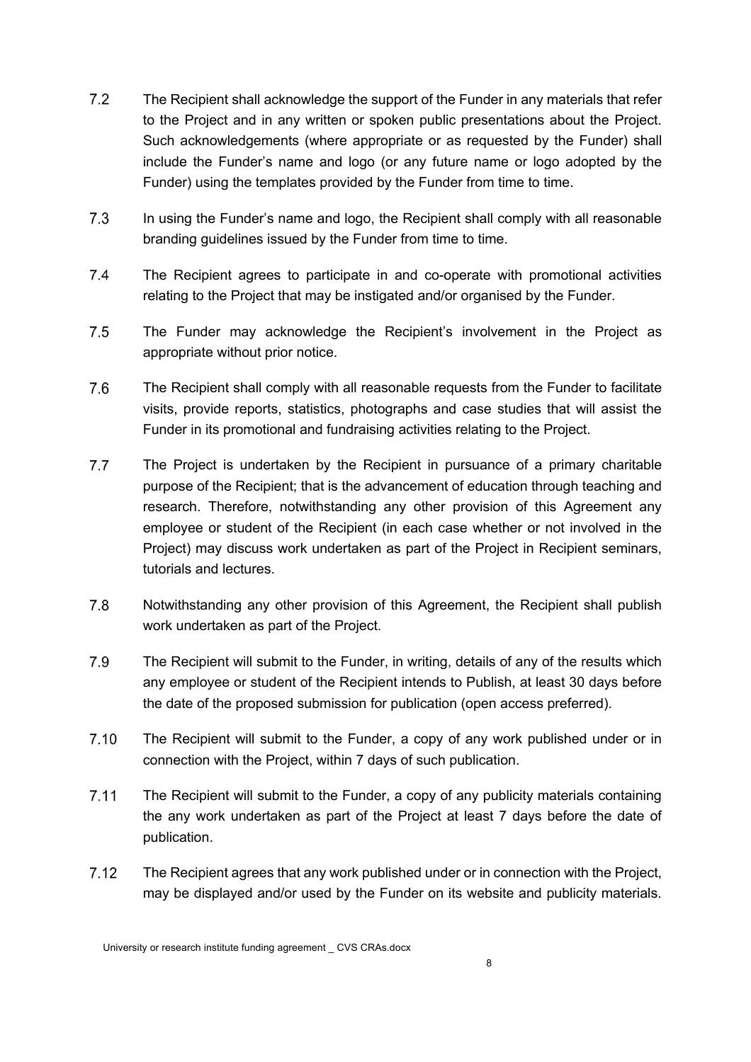7.2 The Recipient shall acknowledge the support of the Funder in any materials that refer to the Project and in any written or spoken public presentations about the Project. Such acknowledgements (where appropriate or as requested by the Funder) shall include the Funder's name and logo (or any future name or logo adopted by the Funder) using the templates provided by the Funder from time to time.

7.3 In using the Funder's name and logo, the Recipient shall comply with all reasonable branding guidelines issued by the Funder from time to time.

7.4 The Recipient agrees to participate in and co-operate with promotional activities relating to the Project that may be instigated and/or organised by the Funder.

7.5 The Funder may acknowledge the Recipient's involvement in the Project as appropriate without prior notice.

7.6 The Recipient shall comply with all reasonable requests from the Funder to facilitate visits, provide reports, statistics, photographs and case studies that will assist the Funder in its promotional and fundraising activities relating to the Project.

7.7 The Project is undertaken by the Recipient in pursuance of a primary charitable purpose of the Recipient; that is the advancement of education through teaching and research. Therefore, notwithstanding any other provision of this Agreement any employee or student of the Recipient (in each case whether or not involved in the Project) may discuss work undertaken as part of the Project in Recipient seminars, tutorials and lectures.

7.8 Notwithstanding any other provision of this Agreement, the Recipient shall publish work undertaken as part of the Project.

7.9 The Recipient will submit to the Funder, in writing, details of any of the results which any employee or student of the Recipient intends to Publish, at least 30 days before the date of the proposed submission for publication (open access preferred).

7.10 The Recipient will submit to the Funder, a copy of any work published under or in connection with the Project, within 7 days of such publication.

7.11 The Recipient will submit to the Funder, a copy of any publicity materials containing the any work undertaken as part of the Project at least 7 days before the date of publication.

7.12 The Recipient agrees that any work published under or in connection with the Project, may be displayed and/or used by the Funder on its website and publicity materials.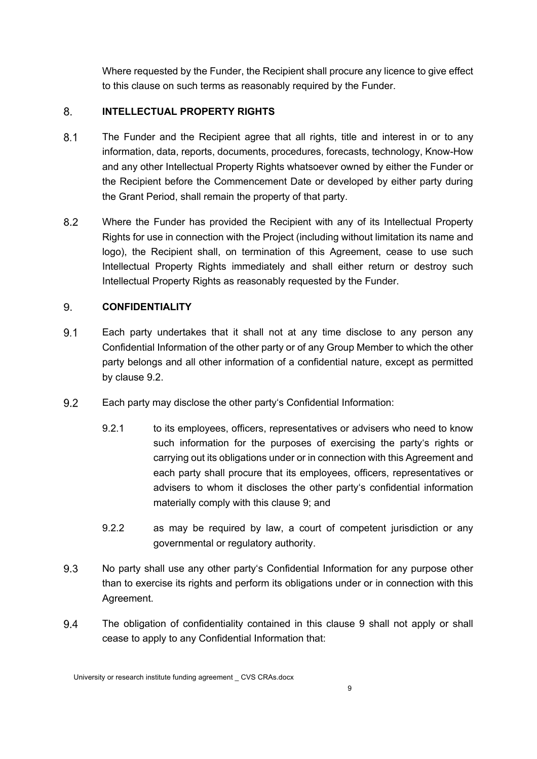Where requested by the Funder, the Recipient shall procure any licence to give effect to this clause on such terms as reasonably required by the Funder.

## 8. INTELLECTUAL PROPERTY RIGHTS

8.1 The Funder and the Recipient agree that all rights, title and interest in or to any information, data, reports, documents, procedures, forecasts, technology, Know-How and any other Intellectual Property Rights whatsoever owned by either the Funder or the Recipient before the Commencement Date or developed by either party during the Grant Period, shall remain the property of that party.

8.2 Where the Funder has provided the Recipient with any of its Intellectual Property Rights for use in connection with the Project (including without limitation its name and logo), the Recipient shall, on termination of this Agreement, cease to use such Intellectual Property Rights immediately and shall either return or destroy such Intellectual Property Rights as reasonably requested by the Funder.

## 9. CONFIDENTIALITY

9.1 Each party undertakes that it shall not at any time disclose to any person any Confidential Information of the other party or of any Group Member to which the other party belongs and all other information of a confidential nature, except as permitted by clause 9.2.

9.2 Each party may disclose the other party's Confidential Information:

9.2.1 to its employees, officers, representatives or advisers who need to know such information for the purposes of exercising the party's rights or carrying out its obligations under or in connection with this Agreement and each party shall procure that its employees, officers, representatives or advisers to whom it discloses the other party's confidential information materially comply with this clause 9; and

9.2.2 as may be required by law, a court of competent jurisdiction or any governmental or regulatory authority.

9.3 No party shall use any other party's Confidential Information for any purpose other than to exercise its rights and perform its obligations under or in connection with this Agreement.

9.4 The obligation of confidentiality contained in this clause 9 shall not apply or shall cease to apply to any Confidential Information that: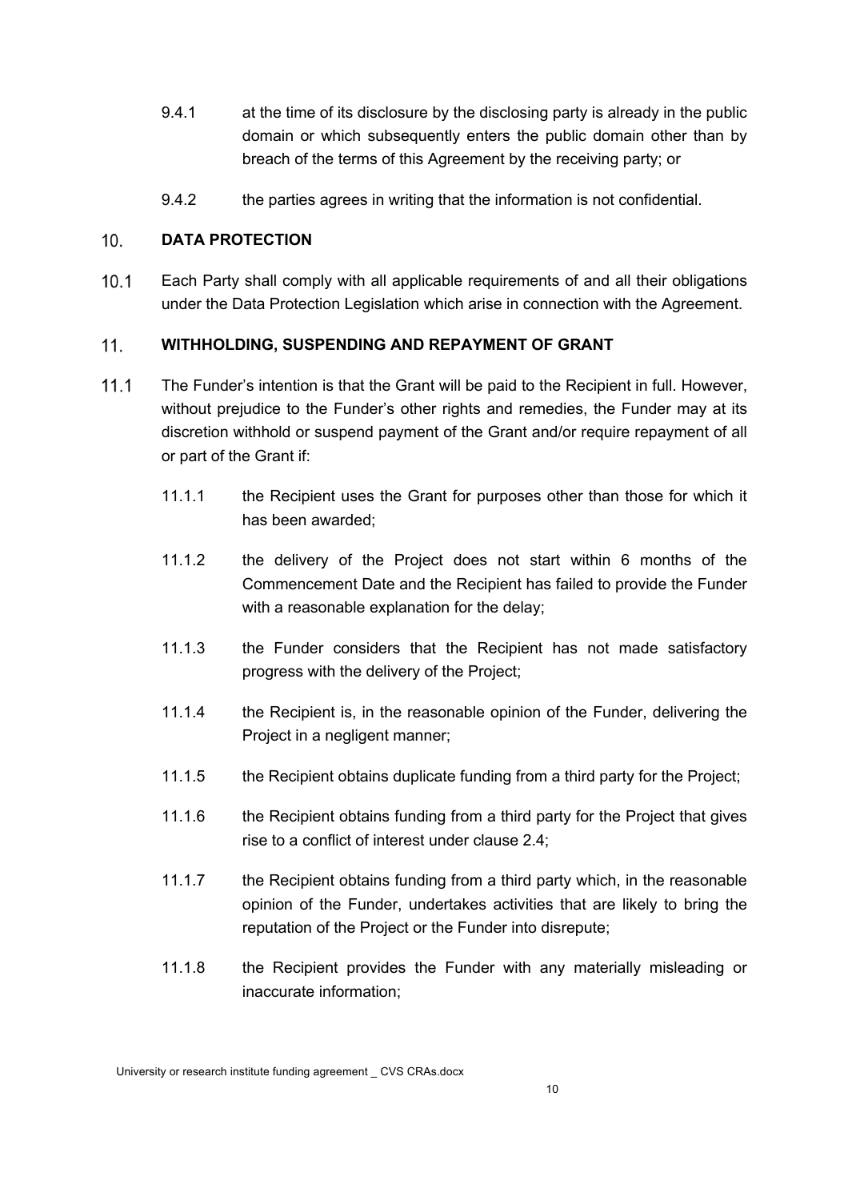9.4.1 at the time of its disclosure by the disclosing party is already in the public domain or which subsequently enters the public domain other than by breach of the terms of this Agreement by the receiving party; or

9.4.2 the parties agrees in writing that the information is not confidential.

## 10. DATA PROTECTION

10.1 Each Party shall comply with all applicable requirements of and all their obligations under the Data Protection Legislation which arise in connection with the Agreement.

## 11. WITHHOLDING, SUSPENDING AND REPAYMENT OF GRANT

11.1 The Funder's intention is that the Grant will be paid to the Recipient in full. However, without prejudice to the Funder's other rights and remedies, the Funder may at its discretion withhold or suspend payment of the Grant and/or require repayment of all or part of the Grant if:

11.1.1 the Recipient uses the Grant for purposes other than those for which it has been awarded;

11.1.2 the delivery of the Project does not start within 6 months of the Commencement Date and the Recipient has failed to provide the Funder with a reasonable explanation for the delay;

11.1.3 the Funder considers that the Recipient has not made satisfactory progress with the delivery of the Project;

11.1.4 the Recipient is, in the reasonable opinion of the Funder, delivering the Project in a negligent manner;

11.1.5 the Recipient obtains duplicate funding from a third party for the Project;

11.1.6 the Recipient obtains funding from a third party for the Project that gives rise to a conflict of interest under clause 2.4;

11.1.7 the Recipient obtains funding from a third party which, in the reasonable opinion of the Funder, undertakes activities that are likely to bring the reputation of the Project or the Funder into disrepute;

11.1.8 the Recipient provides the Funder with any materially misleading or inaccurate information;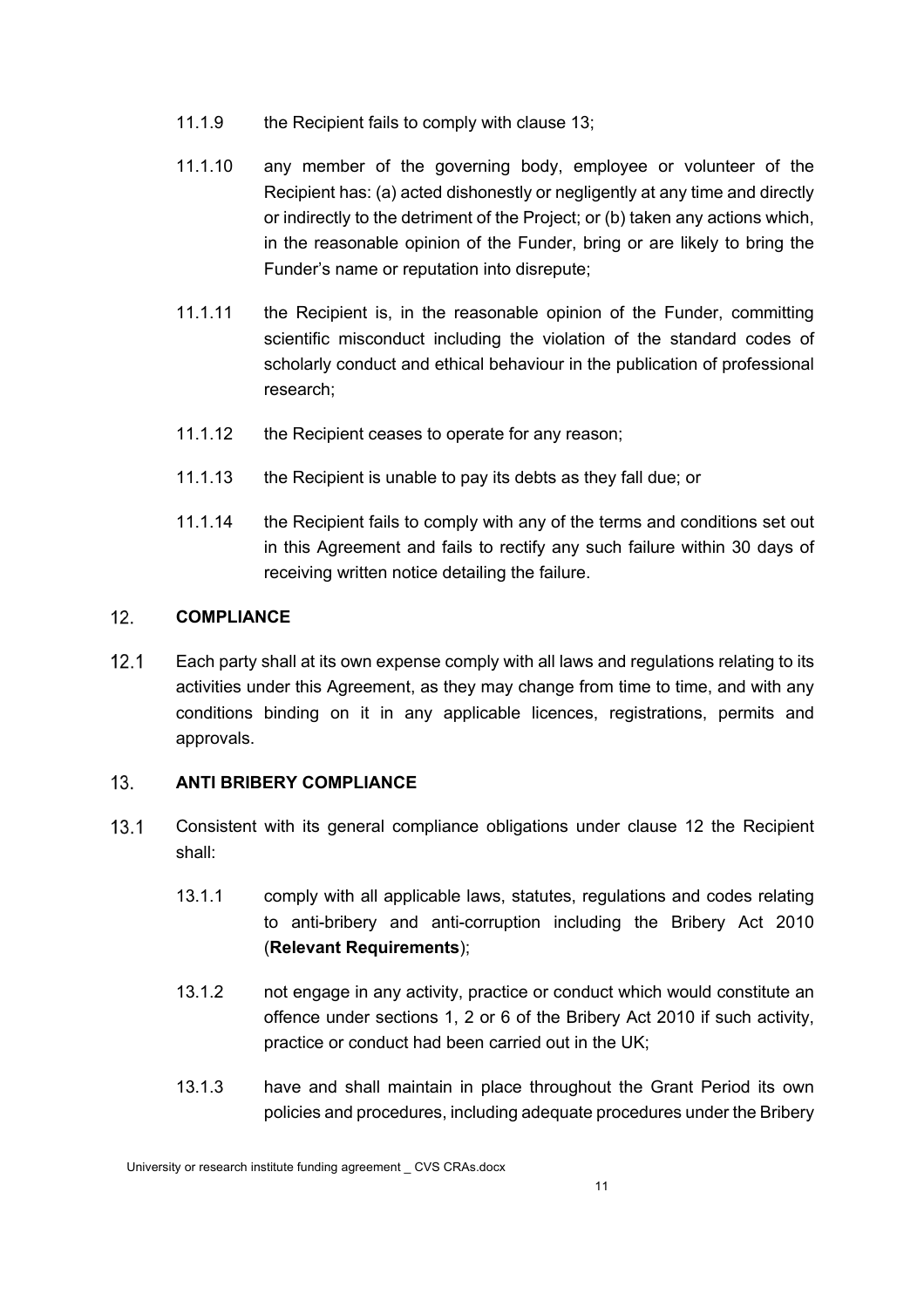11.1.9 the Recipient fails to comply with clause 13;

11.1.10 any member of the governing body, employee or volunteer of the Recipient has: (a) acted dishonestly or negligently at any time and directly or indirectly to the detriment of the Project; or (b) taken any actions which, in the reasonable opinion of the Funder, bring or are likely to bring the Funder's name or reputation into disrepute;

11.1.11 the Recipient is, in the reasonable opinion of the Funder, committing scientific misconduct including the violation of the standard codes of scholarly conduct and ethical behaviour in the publication of professional research;

11.1.12 the Recipient ceases to operate for any reason;

11.1.13 the Recipient is unable to pay its debts as they fall due; or

11.1.14 the Recipient fails to comply with any of the terms and conditions set out in this Agreement and fails to rectify any such failure within 30 days of receiving written notice detailing the failure.

## 12. COMPLIANCE

12.1 Each party shall at its own expense comply with all laws and regulations relating to its activities under this Agreement, as they may change from time to time, and with any conditions binding on it in any applicable licences, registrations, permits and approvals.

## 13. ANTI BRIBERY COMPLIANCE

13.1 Consistent with its general compliance obligations under clause 12 the Recipient shall:

13.1.1 comply with all applicable laws, statutes, regulations and codes relating to anti-bribery and anti-corruption including the Bribery Act 2010 (**Relevant Requirements**);

13.1.2 not engage in any activity, practice or conduct which would constitute an offence under sections 1, 2 or 6 of the Bribery Act 2010 if such activity, practice or conduct had been carried out in the UK;

13.1.3 have and shall maintain in place throughout the Grant Period its own policies and procedures, including adequate procedures under the Bribery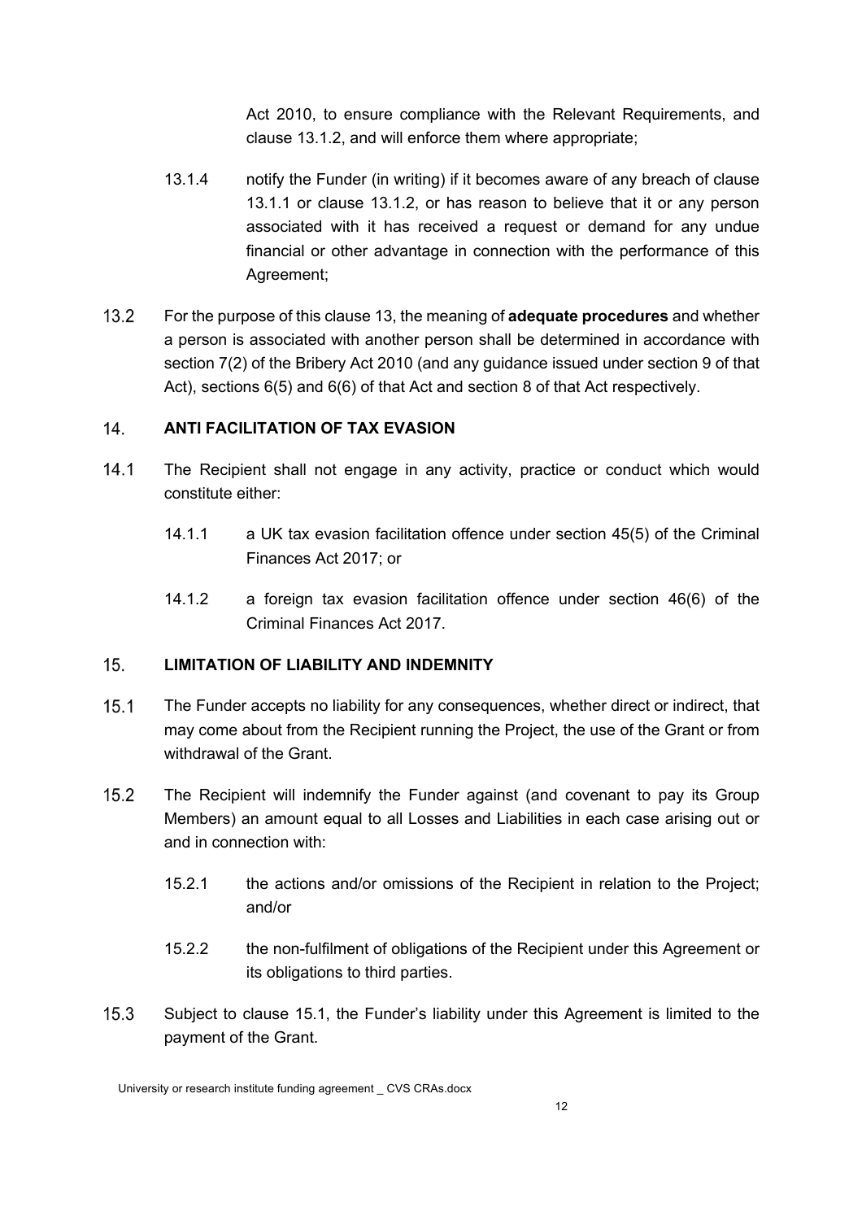Act 2010, to ensure compliance with the Relevant Requirements, and clause 13.1.2, and will enforce them where appropriate;

13.1.4 notify the Funder (in writing) if it becomes aware of any breach of clause 13.1.1 or clause 13.1.2, or has reason to believe that it or any person associated with it has received a request or demand for any undue financial or other advantage in connection with the performance of this Agreement;

13.2 For the purpose of this clause 13, the meaning of **adequate procedures** and whether a person is associated with another person shall be determined in accordance with section 7(2) of the Bribery Act 2010 (and any guidance issued under section 9 of that Act), sections 6(5) and 6(6) of that Act and section 8 of that Act respectively.

## 14. ANTI FACILITATION OF TAX EVASION

14.1 The Recipient shall not engage in any activity, practice or conduct which would constitute either:

14.1.1 a UK tax evasion facilitation offence under section 45(5) of the Criminal Finances Act 2017; or

14.1.2 a foreign tax evasion facilitation offence under section 46(6) of the Criminal Finances Act 2017.

## 15. LIMITATION OF LIABILITY AND INDEMNITY

15.1 The Funder accepts no liability for any consequences, whether direct or indirect, that may come about from the Recipient running the Project, the use of the Grant or from withdrawal of the Grant.

15.2 The Recipient will indemnify the Funder against (and covenant to pay its Group Members) an amount equal to all Losses and Liabilities in each case arising out or and in connection with:

15.2.1 the actions and/or omissions of the Recipient in relation to the Project; and/or

15.2.2 the non-fulfilment of obligations of the Recipient under this Agreement or its obligations to third parties.

15.3 Subject to clause 15.1, the Funder's liability under this Agreement is limited to the payment of the Grant.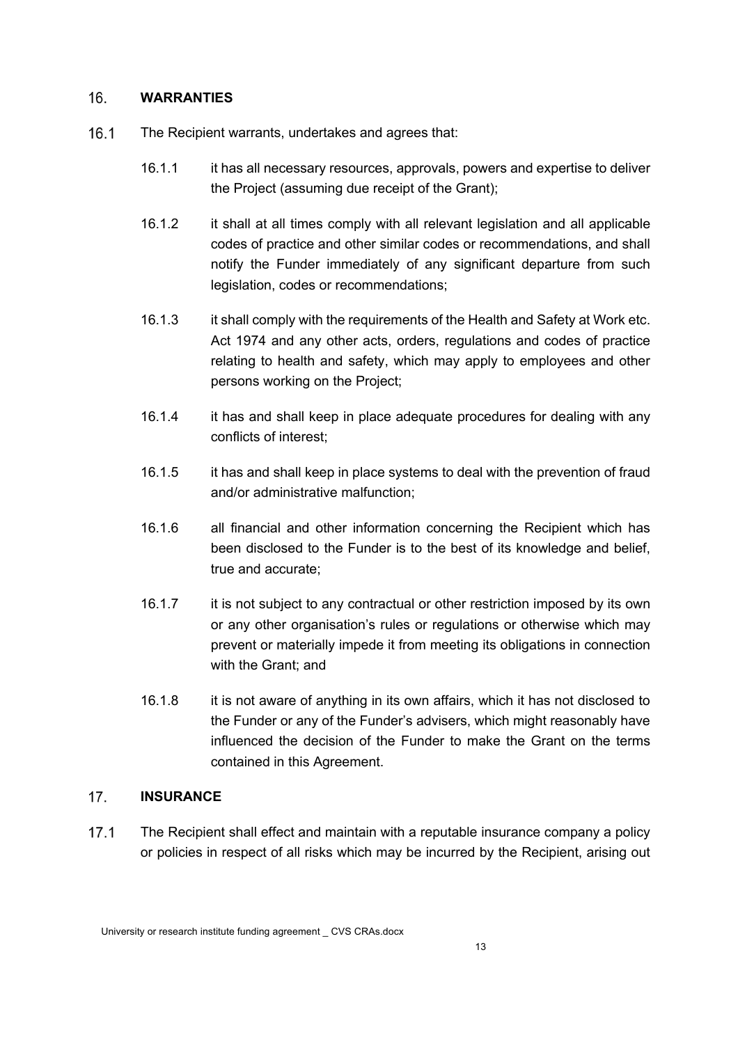## 16. WARRANTIES

16.1 The Recipient warrants, undertakes and agrees that:

16.1.1 it has all necessary resources, approvals, powers and expertise to deliver the Project (assuming due receipt of the Grant);

16.1.2 it shall at all times comply with all relevant legislation and all applicable codes of practice and other similar codes or recommendations, and shall notify the Funder immediately of any significant departure from such legislation, codes or recommendations;

16.1.3 it shall comply with the requirements of the Health and Safety at Work etc. Act 1974 and any other acts, orders, regulations and codes of practice relating to health and safety, which may apply to employees and other persons working on the Project;

16.1.4 it has and shall keep in place adequate procedures for dealing with any conflicts of interest;

16.1.5 it has and shall keep in place systems to deal with the prevention of fraud and/or administrative malfunction;

16.1.6 all financial and other information concerning the Recipient which has been disclosed to the Funder is to the best of its knowledge and belief, true and accurate;

16.1.7 it is not subject to any contractual or other restriction imposed by its own or any other organisation's rules or regulations or otherwise which may prevent or materially impede it from meeting its obligations in connection with the Grant; and

16.1.8 it is not aware of anything in its own affairs, which it has not disclosed to the Funder or any of the Funder's advisers, which might reasonably have influenced the decision of the Funder to make the Grant on the terms contained in this Agreement.

## 17. INSURANCE

17.1 The Recipient shall effect and maintain with a reputable insurance company a policy or policies in respect of all risks which may be incurred by the Recipient, arising out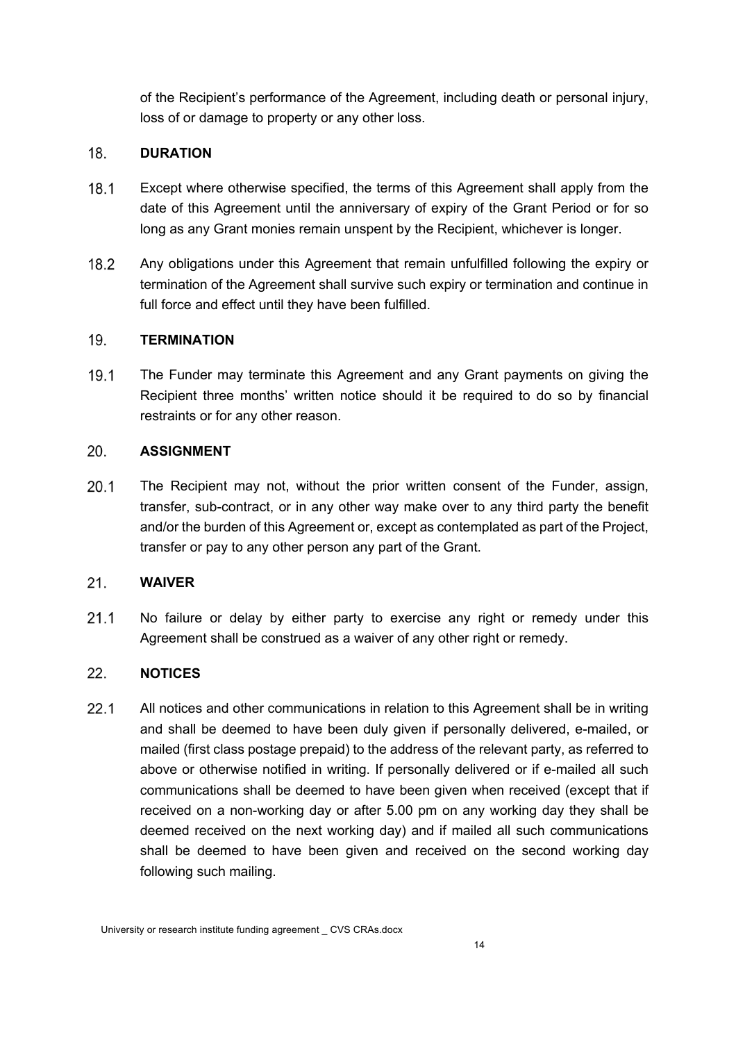of the Recipient's performance of the Agreement, including death or personal injury, loss of or damage to property or any other loss.

## 18. DURATION

18.1 Except where otherwise specified, the terms of this Agreement shall apply from the date of this Agreement until the anniversary of expiry of the Grant Period or for so long as any Grant monies remain unspent by the Recipient, whichever is longer.

18.2 Any obligations under this Agreement that remain unfulfilled following the expiry or termination of the Agreement shall survive such expiry or termination and continue in full force and effect until they have been fulfilled.

## 19. TERMINATION

19.1 The Funder may terminate this Agreement and any Grant payments on giving the Recipient three months' written notice should it be required to do so by financial restraints or for any other reason.

## 20. ASSIGNMENT

20.1 The Recipient may not, without the prior written consent of the Funder, assign, transfer, sub-contract, or in any other way make over to any third party the benefit and/or the burden of this Agreement or, except as contemplated as part of the Project, transfer or pay to any other person any part of the Grant.

## 21. WAIVER

21.1 No failure or delay by either party to exercise any right or remedy under this Agreement shall be construed as a waiver of any other right or remedy.

## 22. NOTICES

22.1 All notices and other communications in relation to this Agreement shall be in writing and shall be deemed to have been duly given if personally delivered, e-mailed, or mailed (first class postage prepaid) to the address of the relevant party, as referred to above or otherwise notified in writing. If personally delivered or if e-mailed all such communications shall be deemed to have been given when received (except that if received on a non-working day or after 5.00 pm on any working day they shall be deemed received on the next working day) and if mailed all such communications shall be deemed to have been given and received on the second working day following such mailing.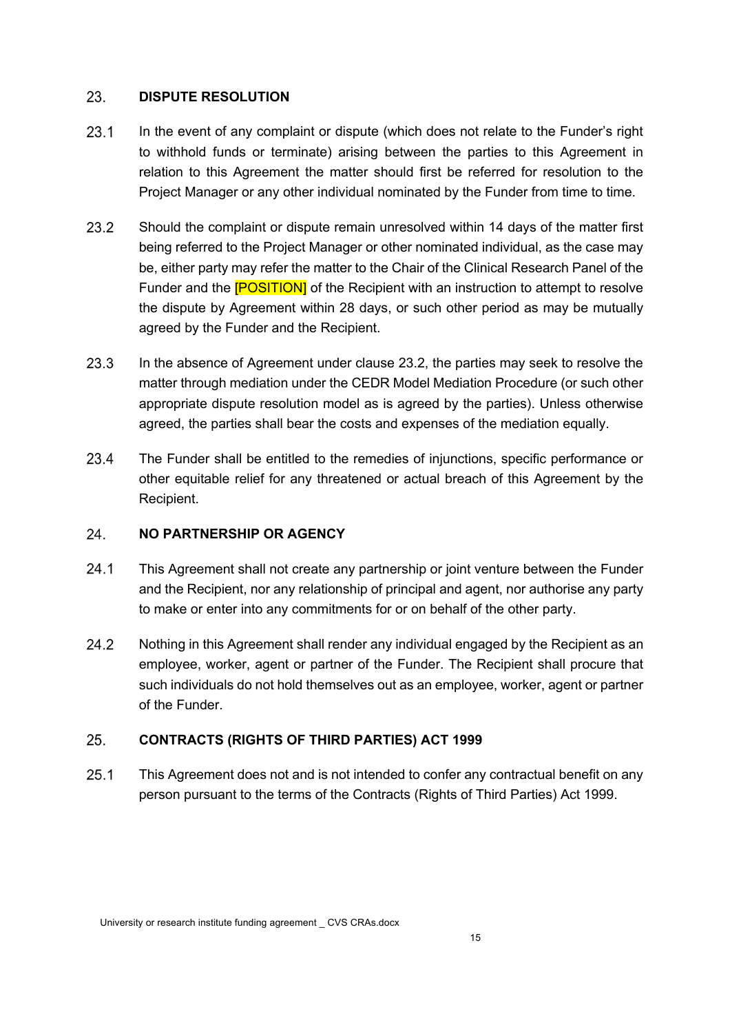## 23. DISPUTE RESOLUTION

23.1 In the event of any complaint or dispute (which does not relate to the Funder's right to withhold funds or terminate) arising between the parties to this Agreement in relation to this Agreement the matter should first be referred for resolution to the Project Manager or any other individual nominated by the Funder from time to time.

23.2 Should the complaint or dispute remain unresolved within 14 days of the matter first being referred to the Project Manager or other nominated individual, as the case may be, either party may refer the matter to the Chair of the Clinical Research Panel of the Funder and the [POSITION] of the Recipient with an instruction to attempt to resolve the dispute by Agreement within 28 days, or such other period as may be mutually agreed by the Funder and the Recipient.

23.3 In the absence of Agreement under clause 23.2, the parties may seek to resolve the matter through mediation under the CEDR Model Mediation Procedure (or such other appropriate dispute resolution model as is agreed by the parties). Unless otherwise agreed, the parties shall bear the costs and expenses of the mediation equally.

23.4 The Funder shall be entitled to the remedies of injunctions, specific performance or other equitable relief for any threatened or actual breach of this Agreement by the Recipient.

## 24. NO PARTNERSHIP OR AGENCY

24.1 This Agreement shall not create any partnership or joint venture between the Funder and the Recipient, nor any relationship of principal and agent, nor authorise any party to make or enter into any commitments for or on behalf of the other party.

24.2 Nothing in this Agreement shall render any individual engaged by the Recipient as an employee, worker, agent or partner of the Funder. The Recipient shall procure that such individuals do not hold themselves out as an employee, worker, agent or partner of the Funder.

## 25. CONTRACTS (RIGHTS OF THIRD PARTIES) ACT 1999

25.1 This Agreement does not and is not intended to confer any contractual benefit on any person pursuant to the terms of the Contracts (Rights of Third Parties) Act 1999.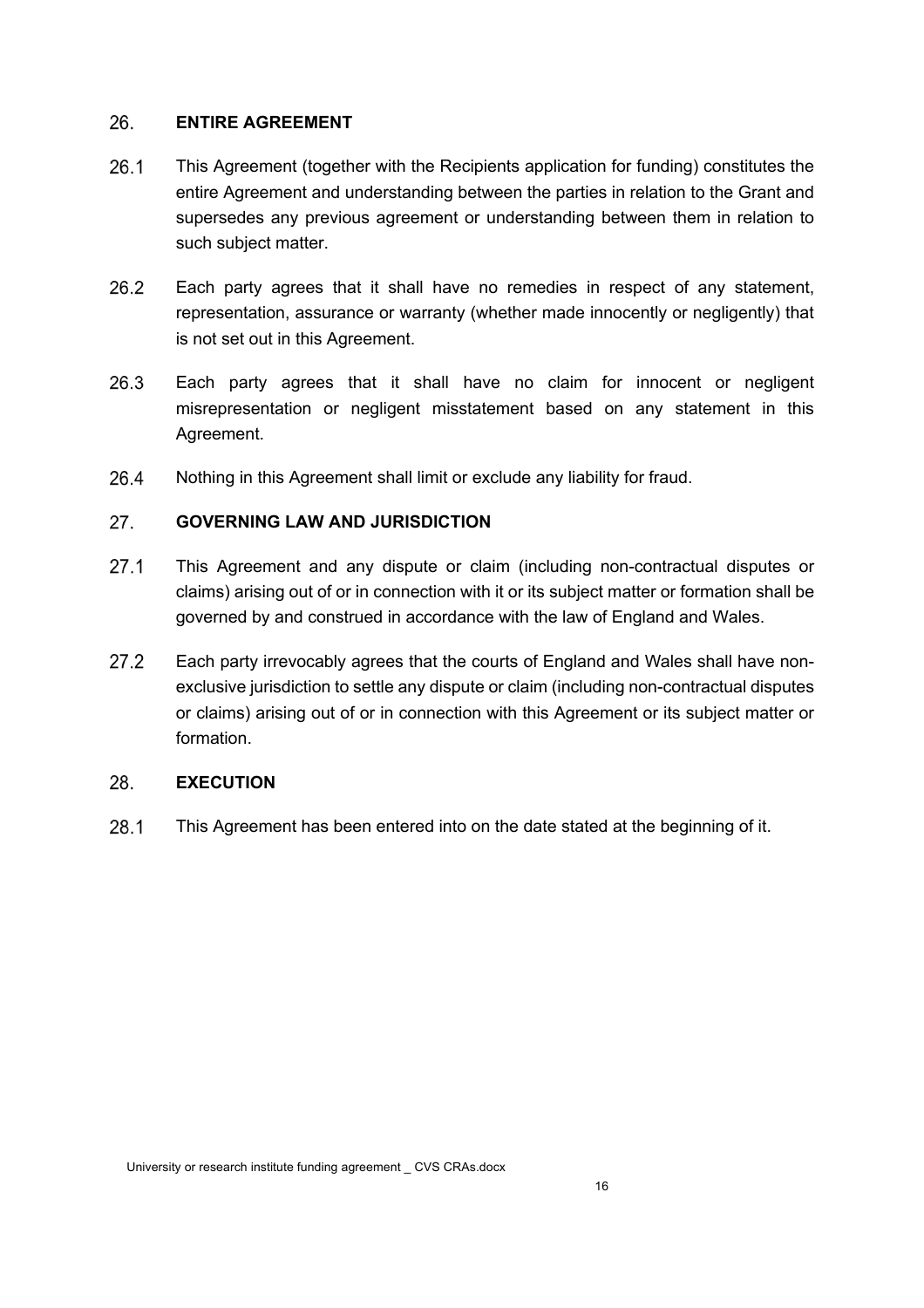## 26. ENTIRE AGREEMENT

26.1 This Agreement (together with the Recipients application for funding) constitutes the entire Agreement and understanding between the parties in relation to the Grant and supersedes any previous agreement or understanding between them in relation to such subject matter.

26.2 Each party agrees that it shall have no remedies in respect of any statement, representation, assurance or warranty (whether made innocently or negligently) that is not set out in this Agreement.

26.3 Each party agrees that it shall have no claim for innocent or negligent misrepresentation or negligent misstatement based on any statement in this Agreement.

26.4 Nothing in this Agreement shall limit or exclude any liability for fraud.

## 27. GOVERNING LAW AND JURISDICTION

27.1 This Agreement and any dispute or claim (including non-contractual disputes or claims) arising out of or in connection with it or its subject matter or formation shall be governed by and construed in accordance with the law of England and Wales.

27.2 Each party irrevocably agrees that the courts of England and Wales shall have non-exclusive jurisdiction to settle any dispute or claim (including non-contractual disputes or claims) arising out of or in connection with this Agreement or its subject matter or formation.

## 28. EXECUTION

28.1 This Agreement has been entered into on the date stated at the beginning of it.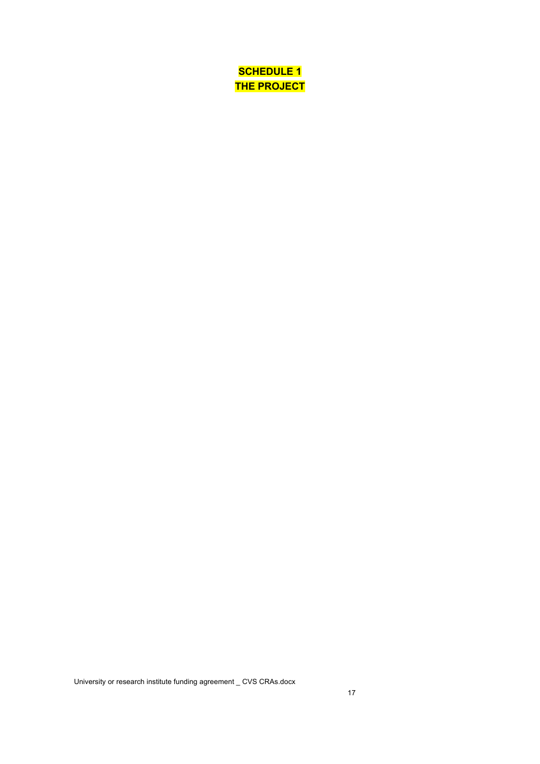# SCHEDULE 1
# THE PROJECT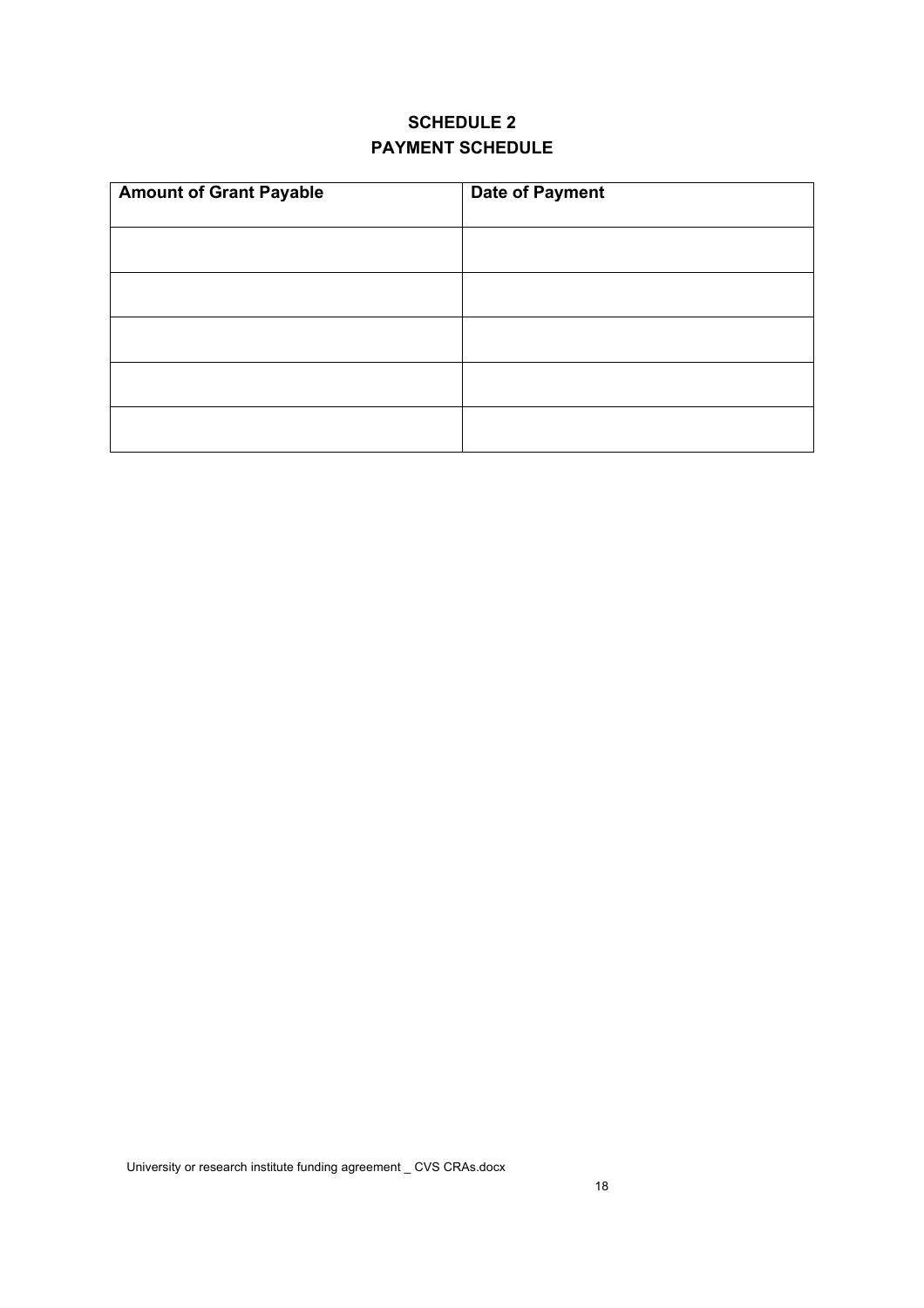# SCHEDULE 2
# PAYMENT SCHEDULE

| Amount of Grant Payable | Date of Payment |
| --- | --- |
| | |
| | |
| | |
| | |
| | |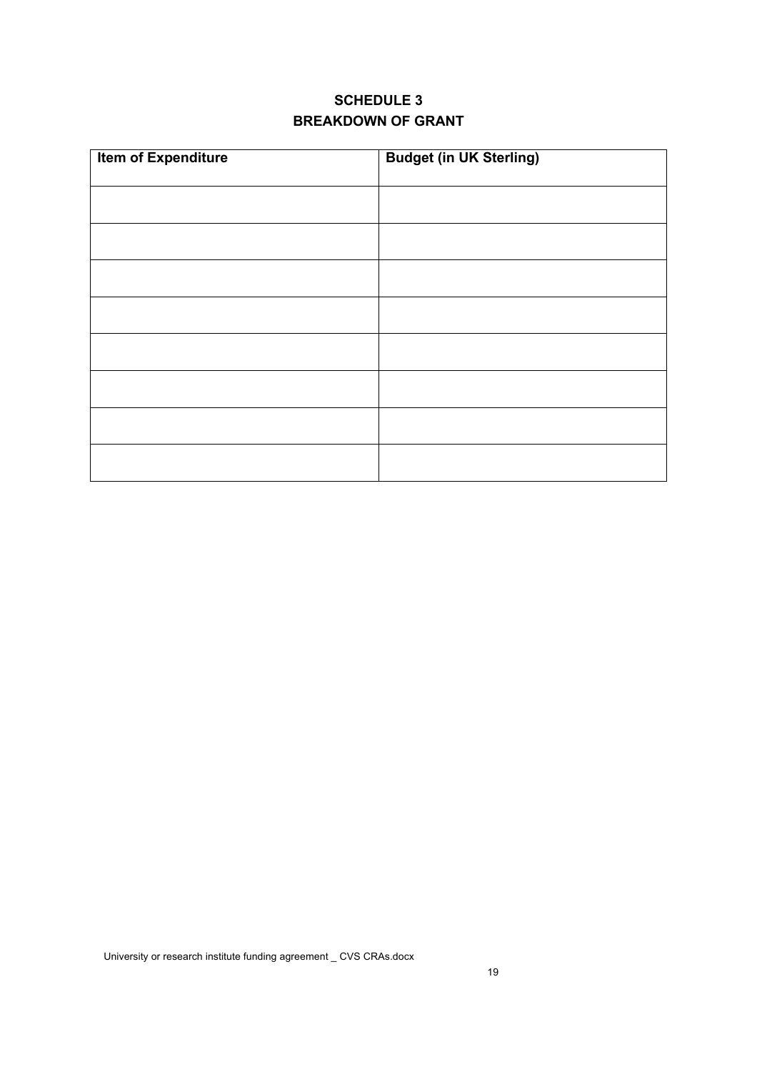# SCHEDULE 3
# BREAKDOWN OF GRANT

| Item of Expenditure | Budget (in UK Sterling) |
| --- | --- |
| | |
| | |
| | |
| | |
| | |
| | |
| | |
| | |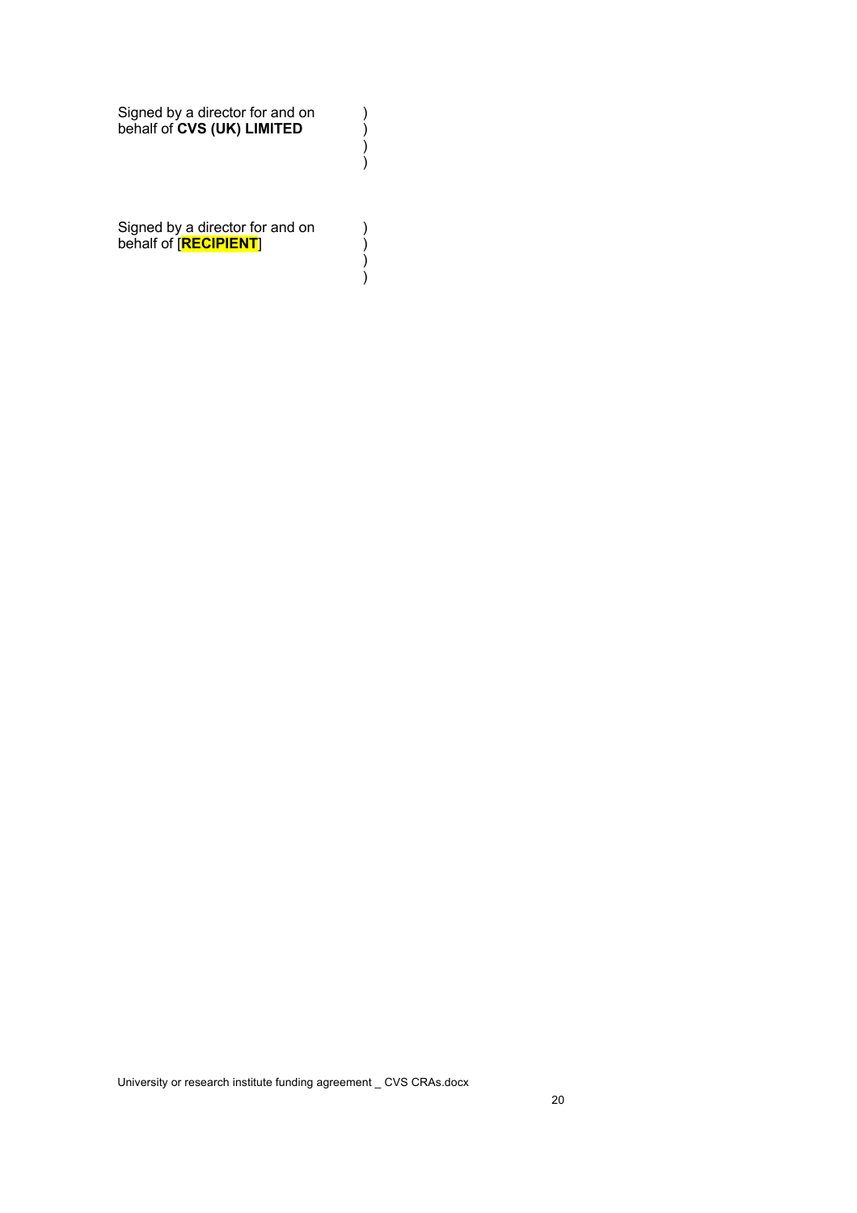Signed by a director for and on behalf of **CVS (UK) LIMITED** )
)
)
)

Signed by a director for and on behalf of [**RECIPIENT**] )
)
)
)

University or research institute funding agreement _ CVS CRAs.docx